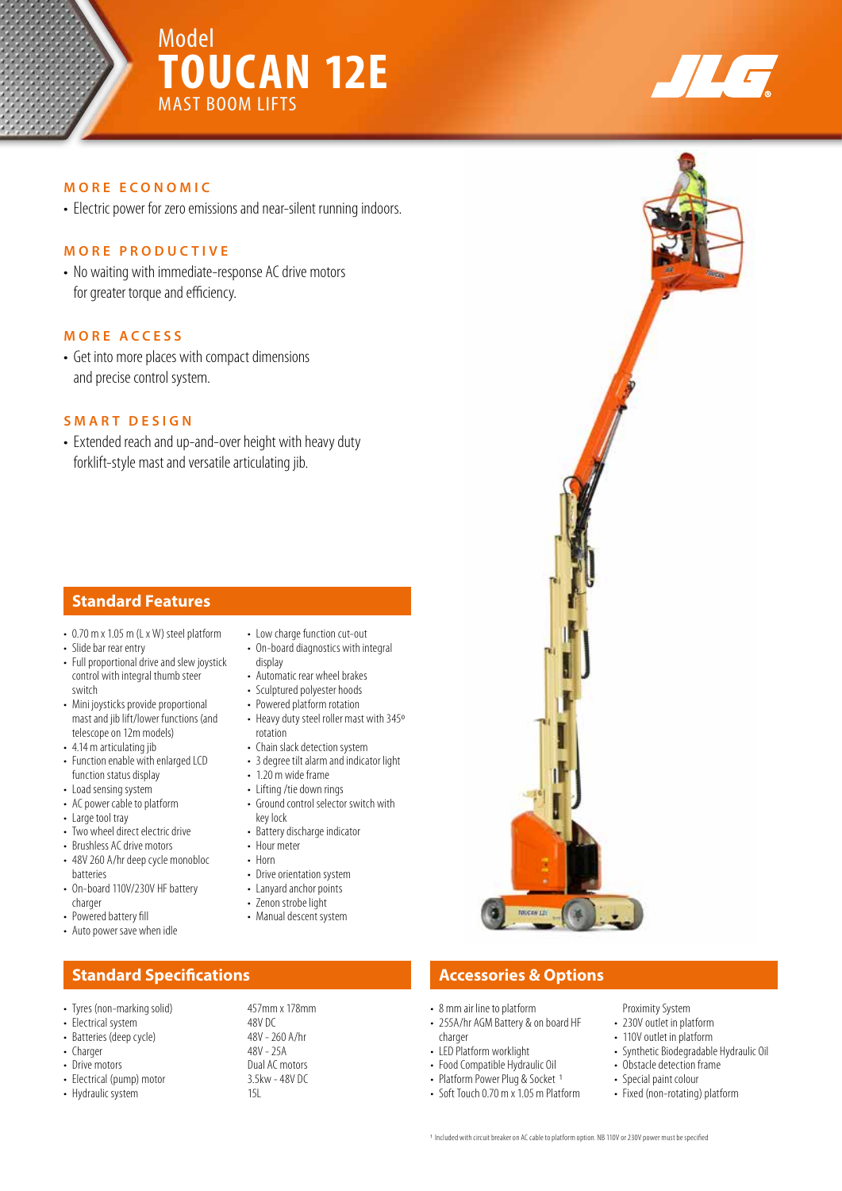Model
# TOUCAN 12E
MAST BOOM LIFTS

## MORE ECONOMIC

- Electric power for zero emissions and near-silent running indoors.

## MORE PRODUCTIVE

- No waiting with immediate-response AC drive motors for greater torque and efficiency.

## MORE ACCESS

- Get into more places with compact dimensions and precise control system.

## SMART DESIGN

- Extended reach and up-and-over height with heavy duty forklift-style mast and versatile articulating jib.

## Standard Features

- 0.70 m x 1.05 m (L x W) steel platform
- Slide bar rear entry
- Full proportional drive and slew joystick control with integral thumb steer switch
- Mini joysticks provide proportional mast and jib lift/lower functions (and telescope on 12m models)
- 4.14 m articulating jib
- Function enable with enlarged LCD function status display
- Load sensing system
- AC power cable to platform
- Large tool tray
- Two wheel direct electric drive
- Brushless AC drive motors
- 48V 260 A/hr deep cycle monobloc batteries
- On-board 110V/230V HF battery charger
- Powered battery fill
- Auto power save when idle
- Low charge function cut-out
- On-board diagnostics with integral display
- Automatic rear wheel brakes
- Sculptured polyester hoods
- Powered platform rotation
- Heavy duty steel roller mast with 345º rotation
- Chain slack detection system
- 3 degree tilt alarm and indicator light
- 1.20 m wide frame
- Lifting /tie down rings
- Ground control selector switch with key lock
- Battery discharge indicator
- Hour meter
- Horn
- Drive orientation system
- Lanyard anchor points
- Zenon strobe light
- Manual descent system

## Standard Specifications

| | |
|---|---|
| Tyres (non-marking solid) | 457mm x 178mm |
| Electrical system | 48V DC |
| Batteries (deep cycle) | 48V - 260 A/hr |
| Charger | 48V - 25A |
| Drive motors | Dual AC motors |
| Electrical (pump) motor | 3.5kw - 48V DC |
| Hydraulic system | 15L |

## Accessories & Options

- 8 mm air line to platform
- 255A/hr AGM Battery & on board HF charger
- LED Platform worklight
- Food Compatible Hydraulic Oil
- Platform Power Plug & Socket [1]
- Soft Touch 0.70 m x 1.05 m Platform Proximity System
- 230V outlet in platform
- 110V outlet in platform
- Synthetic Biodegradable Hydraulic Oil
- Obstacle detection frame
- Special paint colour
- Fixed (non-rotating) platform

[1] Included with circuit breaker on AC cable to platform option. NB 110V or 230V power must be specified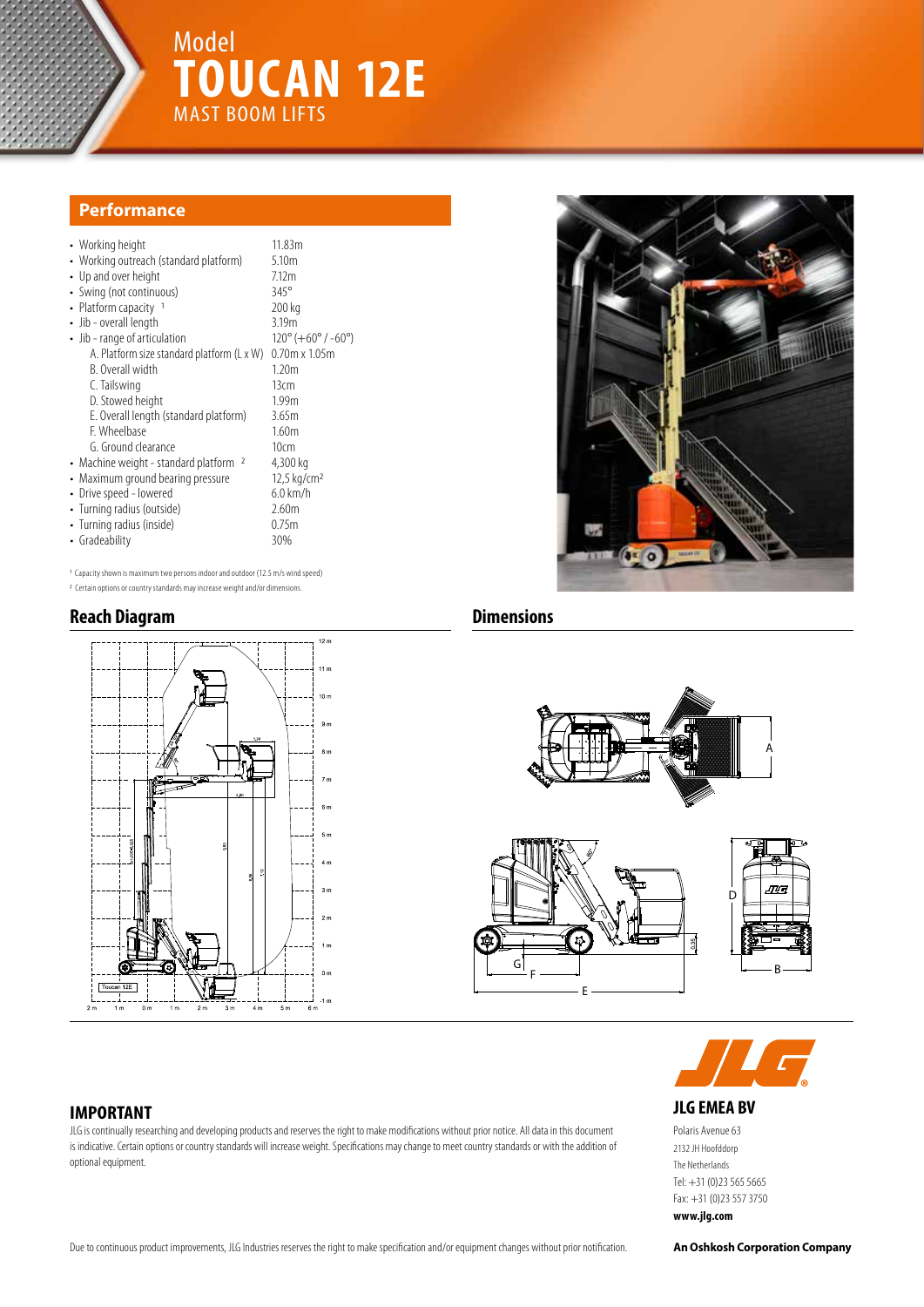# Model TOUCAN 12E

MAST BOOM LIFTS

## Performance

| | |
|---|---|
| • Working height | 11.83m |
| • Working outreach (standard platform) | 5.10m |
| • Up and over height | 7.12m |
| • Swing (not continuous) | 345° |
| • Platform capacity [1] | 200 kg |
| • Jib - overall length | 3.19m |
| • Jib - range of articulation | 120° (+60° / -60°) |
| A. Platform size standard platform (L x W) | 0.70m x 1.05m |
| B. Overall width | 1.20m |
| C. Tailswing | 13cm |
| D. Stowed height | 1.99m |
| E. Overall length (standard platform) | 3.65m |
| F. Wheelbase | 1.60m |
| G. Ground clearance | 10cm |
| • Machine weight - standard platform [2] | 4,300 kg |
| • Maximum ground bearing pressure | 12,5 kg/cm² |
| • Drive speed - lowered | 6.0 km/h |
| • Turning radius (outside) | 2.60m |
| • Turning radius (inside) | 0.75m |
| • Gradeability | 30% |

[1] Capacity shown is maximum two persons indoor and outdoor (12.5 m/s wind speed)

[2] Certain options or country standards may increase weight and/or dimensions.

## Reach Diagram

12 m
11 m
10 m
9 m
8 m
7 m
6 m
5 m
4 m
3 m
2 m
1 m
0 m
-1 m
2 m 1 m 0 m 1 m 2 m 3 m 4 m 5 m 6 m
Toucan 12E

## Dimensions

A
D
G
F
E
B

## IMPORTANT

JLG is continually researching and developing products and reserves the right to make modifications without prior notice. All data in this document is indicative. Certain options or country standards will increase weight. Specifications may change to meet country standards or with the addition of optional equipment.

**JLG EMEA BV**

Polaris Avenue 63
2132 JH Hoofddorp
The Netherlands
Tel: +31 (0)23 565 5665
Fax: +31 (0)23 557 3750
**www.jlg.com**

Due to continuous product improvements, JLG Industries reserves the right to make specification and/or equipment changes without prior notification.

**An Oshkosh Corporation Company**